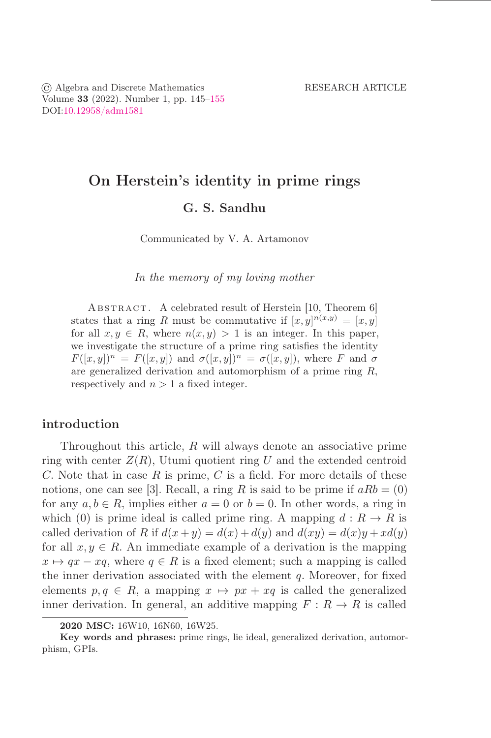© Algebra and Discrete Mathematics
Volume **33** (2022). Number 1, pp. 145–155
DOI:10.12958/adm1581

RESEARCH ARTICLE

# On Herstein's identity in prime rings

**G. S. Sandhu**

Communicated by V. A. Artamonov

*In the memory of my loving mother*

Abstract. A celebrated result of Herstein [10, Theorem 6] states that a ring $R$ must be commutative if $[x,y]^{n(x,y)} = [x,y]$ for all $x, y \in R$, where $n(x,y) > 1$ is an integer. In this paper, we investigate the structure of a prime ring satisfies the identity $F([x,y])^n = F([x,y])$ and $\sigma([x,y])^n = \sigma([x,y])$, where $F$ and $\sigma$ are generalized derivation and automorphism of a prime ring $R$, respectively and $n > 1$ a fixed integer.

## introduction

Throughout this article, $R$ will always denote an associative prime ring with center $Z(R)$, Utumi quotient ring $U$ and the extended centroid $C$. Note that in case $R$ is prime, $C$ is a field. For more details of these notions, one can see [3]. Recall, a ring $R$ is said to be prime if $aRb = (0)$ for any $a, b \in R$, implies either $a = 0$ or $b = 0$. In other words, a ring in which (0) is prime ideal is called prime ring. A mapping $d : R \to R$ is called derivation of $R$ if $d(x+y) = d(x) + d(y)$ and $d(xy) = d(x)y + xd(y)$ for all $x, y \in R$. An immediate example of a derivation is the mapping $x \mapsto qx - xq$, where $q \in R$ is a fixed element; such a mapping is called the inner derivation associated with the element $q$. Moreover, for fixed elements $p, q \in R$, a mapping $x \mapsto px + xq$ is called the generalized inner derivation. In general, an additive mapping $F : R \to R$ is called

**2020 MSC:** 16W10, 16N60, 16W25.

**Key words and phrases:** prime rings, lie ideal, generalized derivation, automorphism, GPIs.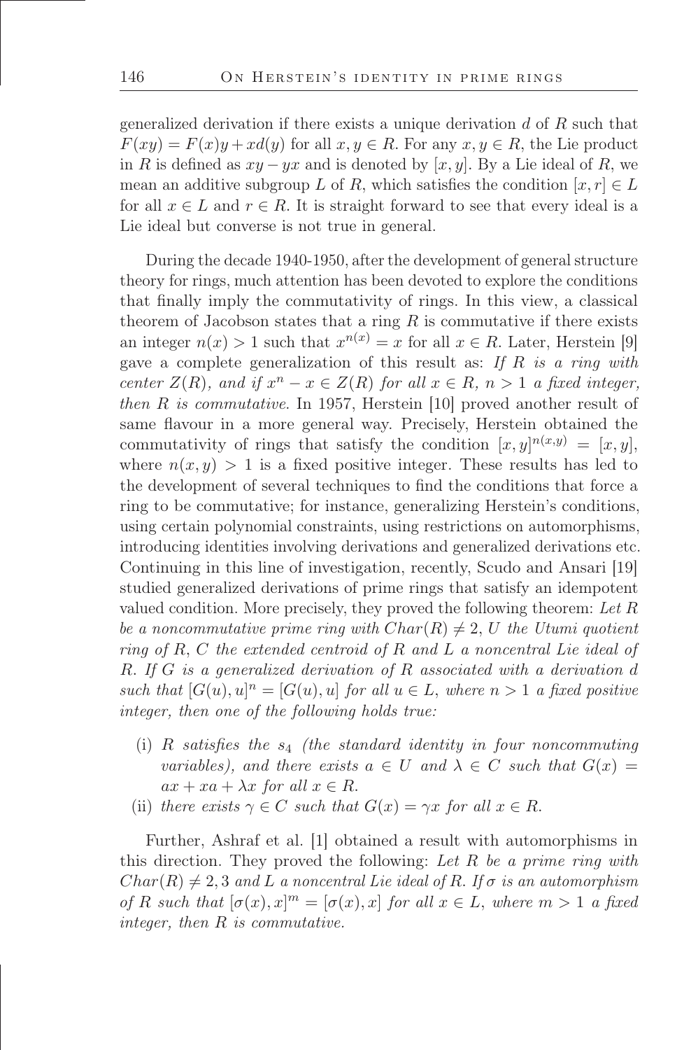generalized derivation if there exists a unique derivation $d$ of $R$ such that $F(xy) = F(x)y + xd(y)$ for all $x, y \in R$. For any $x, y \in R$, the Lie product in $R$ is defined as $xy - yx$ and is denoted by $[x, y]$. By a Lie ideal of $R$, we mean an additive subgroup $L$ of $R$, which satisfies the condition $[x, r] \in L$ for all $x \in L$ and $r \in R$. It is straight forward to see that every ideal is a Lie ideal but converse is not true in general.

During the decade 1940-1950, after the development of general structure theory for rings, much attention has been devoted to explore the conditions that finally imply the commutativity of rings. In this view, a classical theorem of Jacobson states that a ring $R$ is commutative if there exists an integer $n(x) > 1$ such that $x^{n(x)} = x$ for all $x \in R$. Later, Herstein [9] gave a complete generalization of this result as: *If $R$ is a ring with center $Z(R)$, and if $x^n - x \in Z(R)$ for all $x \in R$, $n > 1$ a fixed integer, then $R$ is commutative*. In 1957, Herstein [10] proved another result of same flavour in a more general way. Precisely, Herstein obtained the commutativity of rings that satisfy the condition $[x, y]^{n(x,y)} = [x, y]$, where $n(x, y) > 1$ is a fixed positive integer. These results has led to the development of several techniques to find the conditions that force a ring to be commutative; for instance, generalizing Herstein's conditions, using certain polynomial constraints, using restrictions on automorphisms, introducing identities involving derivations and generalized derivations etc. Continuing in this line of investigation, recently, Scudo and Ansari [19] studied generalized derivations of prime rings that satisfy an idempotent valued condition. More precisely, they proved the following theorem: *Let $R$ be a noncommutative prime ring with $Char(R) \neq 2$, $U$ the Utumi quotient ring of $R$, $C$ the extended centroid of $R$ and $L$ a noncentral Lie ideal of $R$. If $G$ is a generalized derivation of $R$ associated with a derivation $d$ such that $[G(u), u]^n = [G(u), u]$ for all $u \in L$, where $n > 1$ a fixed positive integer, then one of the following holds true:*

(i) *$R$ satisfies the $s_4$ (the standard identity in four noncommuting variables), and there exists $a \in U$ and $\lambda \in C$ such that $G(x) = ax + xa + \lambda x$ for all $x \in R$.*

(ii) *there exists $\gamma \in C$ such that $G(x) = \gamma x$ for all $x \in R$.*

Further, Ashraf et al. [1] obtained a result with automorphisms in this direction. They proved the following: *Let $R$ be a prime ring with $Char(R) \neq 2, 3$ and $L$ a noncentral Lie ideal of $R$. If $\sigma$ is an automorphism of $R$ such that $[\sigma(x), x]^m = [\sigma(x), x]$ for all $x \in L$, where $m > 1$ a fixed integer, then $R$ is commutative.*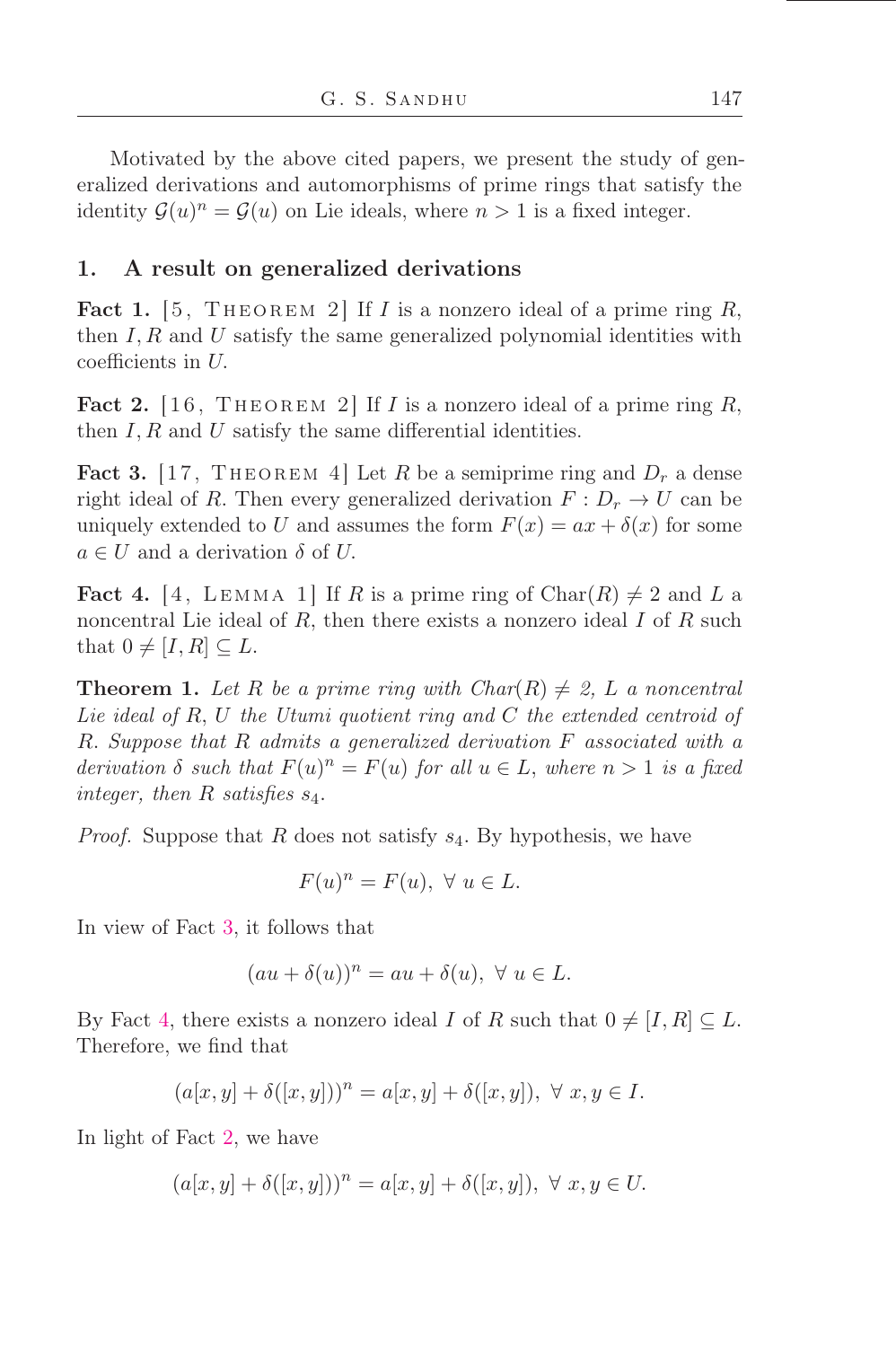Motivated by the above cited papers, we present the study of generalized derivations and automorphisms of prime rings that satisfy the identity $\mathcal{G}(u)^n = \mathcal{G}(u)$ on Lie ideals, where $n > 1$ is a fixed integer.

## 1. A result on generalized derivations

**Fact 1.** [5, Theorem 2] If $I$ is a nonzero ideal of a prime ring $R$, then $I, R$ and $U$ satisfy the same generalized polynomial identities with coefficients in $U$.

**Fact 2.** [16, Theorem 2] If $I$ is a nonzero ideal of a prime ring $R$, then $I, R$ and $U$ satisfy the same differential identities.

**Fact 3.** [17, Theorem 4] Let $R$ be a semiprime ring and $D_r$ a dense right ideal of $R$. Then every generalized derivation $F : D_r \to U$ can be uniquely extended to $U$ and assumes the form $F(x) = ax + \delta(x)$ for some $a \in U$ and a derivation $\delta$ of $U$.

**Fact 4.** [4, Lemma 1] If $R$ is a prime ring of $\mathrm{Char}(R) \neq 2$ and $L$ a noncentral Lie ideal of $R$, then there exists a nonzero ideal $I$ of $R$ such that $0 \neq [I, R] \subseteq L$.

**Theorem 1.** *Let $R$ be a prime ring with $Char(R) \neq 2$, $L$ a noncentral Lie ideal of $R$, $U$ the Utumi quotient ring and $C$ the extended centroid of $R$. Suppose that $R$ admits a generalized derivation $F$ associated with a derivation $\delta$ such that $F(u)^n = F(u)$ for all $u \in L$, where $n > 1$ is a fixed integer, then $R$ satisfies $s_4$.*

*Proof.* Suppose that $R$ does not satisfy $s_4$. By hypothesis, we have

$$F(u)^n = F(u), \ \forall\ u \in L.$$

In view of Fact 3, it follows that

$$(au + \delta(u))^n = au + \delta(u), \ \forall\ u \in L.$$

By Fact 4, there exists a nonzero ideal $I$ of $R$ such that $0 \neq [I, R] \subseteq L$. Therefore, we find that

$$(a[x, y] + \delta([x, y]))^n = a[x, y] + \delta([x, y]), \ \forall\ x, y \in I.$$

In light of Fact 2, we have

$$(a[x, y] + \delta([x, y]))^n = a[x, y] + \delta([x, y]), \ \forall\ x, y \in U.$$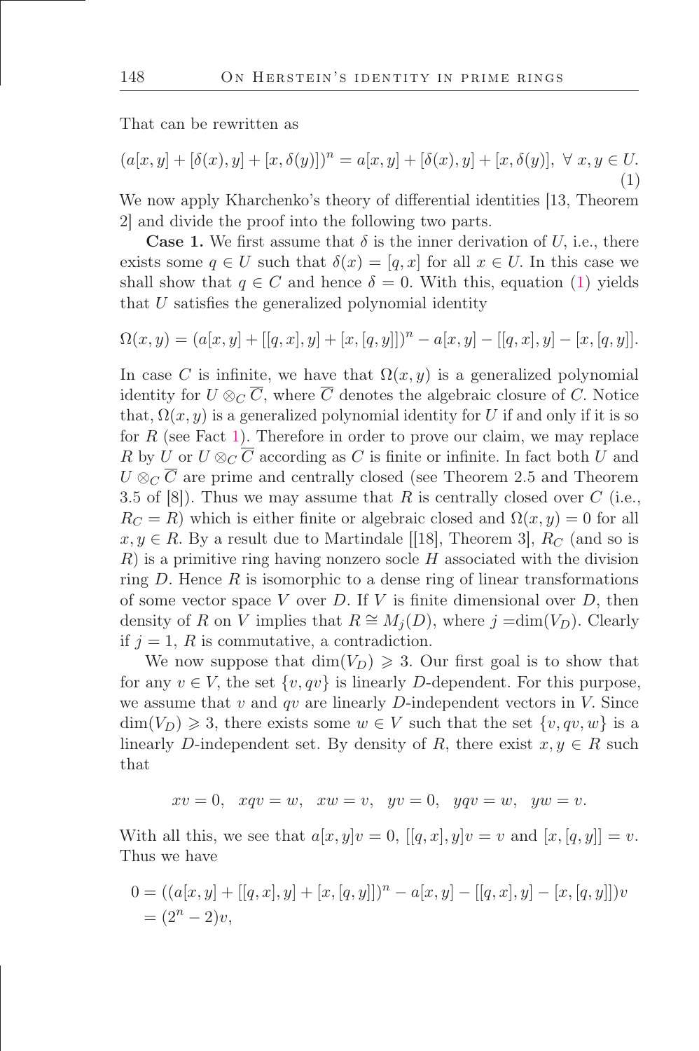That can be rewritten as

$$(a[x,y] + [\delta(x), y] + [x, \delta(y)])^n = a[x,y] + [\delta(x), y] + [x, \delta(y)], \ \forall\ x, y \in U. \tag{1}$$

We now apply Kharchenko's theory of differential identities [13, Theorem 2] and divide the proof into the following two parts.

**Case 1.** We first assume that $\delta$ is the inner derivation of $U$, i.e., there exists some $q \in U$ such that $\delta(x) = [q, x]$ for all $x \in U$. In this case we shall show that $q \in C$ and hence $\delta = 0$. With this, equation (1) yields that $U$ satisfies the generalized polynomial identity

$$\Omega(x,y) = (a[x,y] + [[q,x],y] + [x,[q,y]])^n - a[x,y] - [[q,x],y] - [x,[q,y]].$$

In case $C$ is infinite, we have that $\Omega(x,y)$ is a generalized polynomial identity for $U \otimes_C \overline{C}$, where $\overline{C}$ denotes the algebraic closure of $C$. Notice that, $\Omega(x,y)$ is a generalized polynomial identity for $U$ if and only if it is so for $R$ (see Fact 1). Therefore in order to prove our claim, we may replace $R$ by $U$ or $U \otimes_C \overline{C}$ according as $C$ is finite or infinite. In fact both $U$ and $U \otimes_C \overline{C}$ are prime and centrally closed (see Theorem 2.5 and Theorem 3.5 of [8]). Thus we may assume that $R$ is centrally closed over $C$ (i.e., $R_C = R$) which is either finite or algebraic closed and $\Omega(x,y) = 0$ for all $x, y \in R$. By a result due to Martindale [[18], Theorem 3], $R_C$ (and so is $R$) is a primitive ring having nonzero socle $H$ associated with the division ring $D$. Hence $R$ is isomorphic to a dense ring of linear transformations of some vector space $V$ over $D$. If $V$ is finite dimensional over $D$, then density of $R$ on $V$ implies that $R \cong M_j(D)$, where $j = \dim(V_D)$. Clearly if $j = 1$, $R$ is commutative, a contradiction.

We now suppose that $\dim(V_D) \geqslant 3$. Our first goal is to show that for any $v \in V$, the set $\{v, qv\}$ is linearly $D$-dependent. For this purpose, we assume that $v$ and $qv$ are linearly $D$-independent vectors in $V$. Since $\dim(V_D) \geqslant 3$, there exists some $w \in V$ such that the set $\{v, qv, w\}$ is a linearly $D$-independent set. By density of $R$, there exist $x, y \in R$ such that

$$xv = 0, \quad xqv = w, \quad xw = v, \quad yv = 0, \quad yqv = w, \quad yw = v.$$

With all this, we see that $a[x,y]v = 0$, $[[q,x],y]v = v$ and $[x,[q,y]] = v$. Thus we have

$$\begin{aligned}
0 &= ((a[x,y] + [[q,x],y] + [x,[q,y]])^n - a[x,y] - [[q,x],y] - [x,[q,y]])v \\
&= (2^n - 2)v,
\end{aligned}$$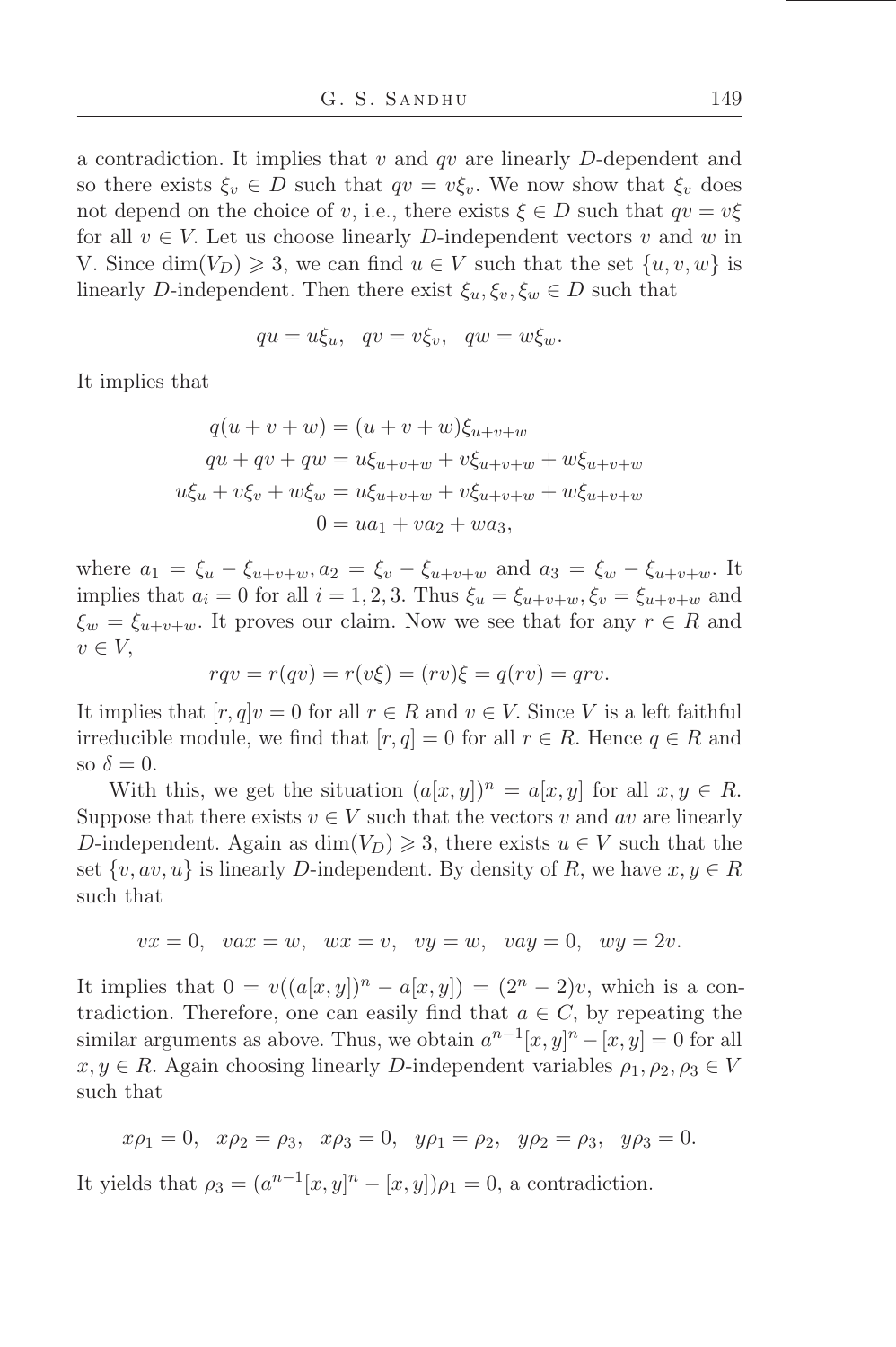a contradiction. It implies that $v$ and $qv$ are linearly $D$-dependent and so there exists $\xi_v \in D$ such that $qv = v\xi_v$. We now show that $\xi_v$ does not depend on the choice of $v$, i.e., there exists $\xi \in D$ such that $qv = v\xi$ for all $v \in V$. Let us choose linearly $D$-independent vectors $v$ and $w$ in V. Since $\dim(V_D) \geqslant 3$, we can find $u \in V$ such that the set $\{u, v, w\}$ is linearly $D$-independent. Then there exist $\xi_u, \xi_v, \xi_w \in D$ such that

$$qu = u\xi_u, \quad qv = v\xi_v, \quad qw = w\xi_w.$$

It implies that

$$\begin{aligned}
q(u+v+w) &= (u+v+w)\xi_{u+v+w} \\
qu + qv + qw &= u\xi_{u+v+w} + v\xi_{u+v+w} + w\xi_{u+v+w} \\
u\xi_u + v\xi_v + w\xi_w &= u\xi_{u+v+w} + v\xi_{u+v+w} + w\xi_{u+v+w} \\
0 &= ua_1 + va_2 + wa_3,
\end{aligned}$$

where $a_1 = \xi_u - \xi_{u+v+w}, a_2 = \xi_v - \xi_{u+v+w}$ and $a_3 = \xi_w - \xi_{u+v+w}$. It implies that $a_i = 0$ for all $i = 1, 2, 3$. Thus $\xi_u = \xi_{u+v+w}, \xi_v = \xi_{u+v+w}$ and $\xi_w = \xi_{u+v+w}$. It proves our claim. Now we see that for any $r \in R$ and $v \in V$,

$$rqv = r(qv) = r(v\xi) = (rv)\xi = q(rv) = qrv.$$

It implies that $[r, q]v = 0$ for all $r \in R$ and $v \in V$. Since $V$ is a left faithful irreducible module, we find that $[r, q] = 0$ for all $r \in R$. Hence $q \in R$ and so $\delta = 0$.

With this, we get the situation $(a[x, y])^n = a[x, y]$ for all $x, y \in R$. Suppose that there exists $v \in V$ such that the vectors $v$ and $av$ are linearly $D$-independent. Again as $\dim(V_D) \geqslant 3$, there exists $u \in V$ such that the set $\{v, av, u\}$ is linearly $D$-independent. By density of $R$, we have $x, y \in R$ such that

$$vx = 0, \quad vax = w, \quad wx = v, \quad vy = w, \quad vay = 0, \quad wy = 2v.$$

It implies that $0 = v((a[x, y])^n - a[x, y]) = (2^n - 2)v$, which is a contradiction. Therefore, one can easily find that $a \in C$, by repeating the similar arguments as above. Thus, we obtain $a^{n-1}[x, y]^n - [x, y] = 0$ for all $x, y \in R$. Again choosing linearly $D$-independent variables $\rho_1, \rho_2, \rho_3 \in V$ such that

$$x\rho_1 = 0, \quad x\rho_2 = \rho_3, \quad x\rho_3 = 0, \quad y\rho_1 = \rho_2, \quad y\rho_2 = \rho_3, \quad y\rho_3 = 0.$$

It yields that $\rho_3 = (a^{n-1}[x, y]^n - [x, y])\rho_1 = 0$, a contradiction.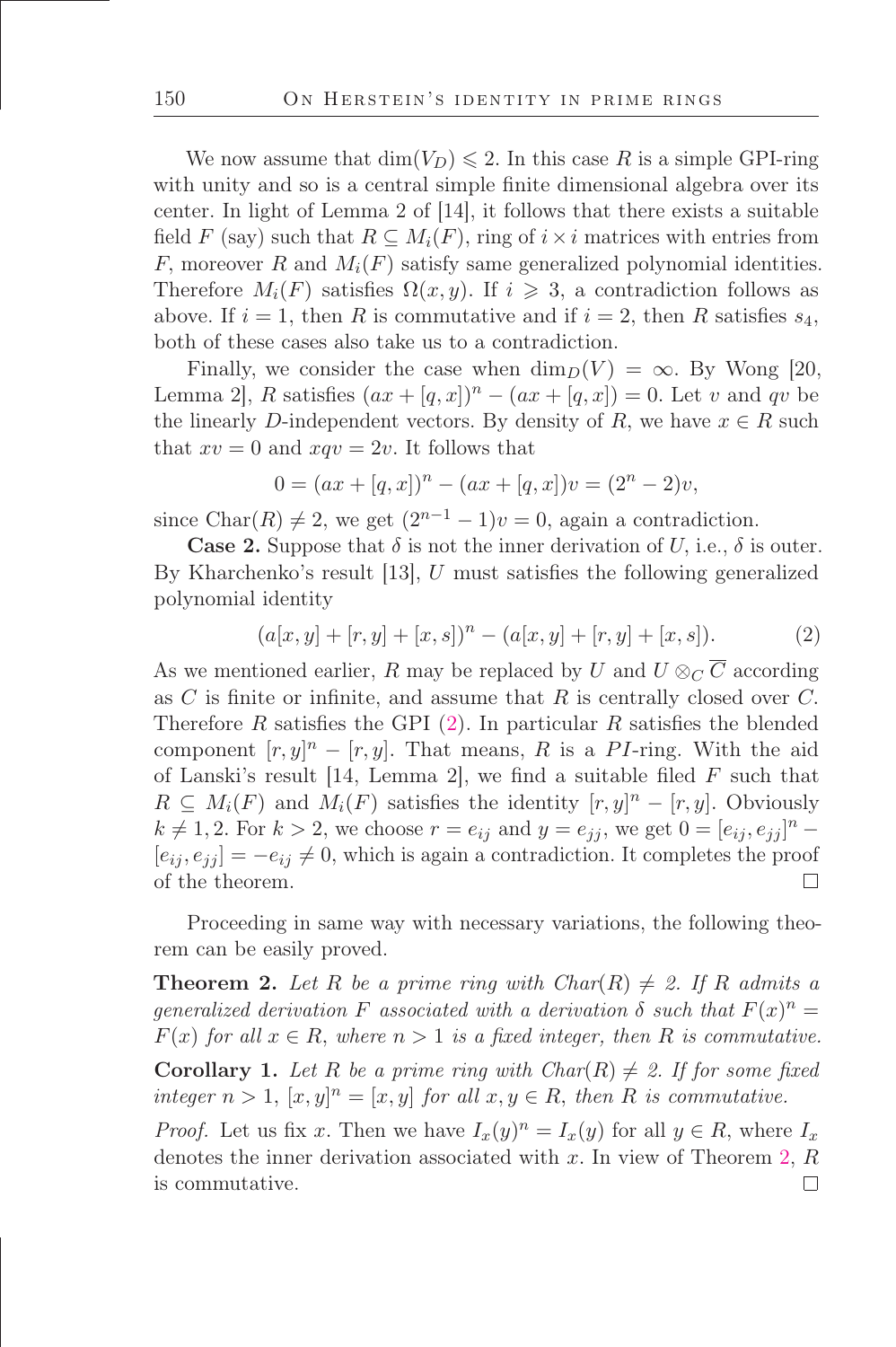We now assume that $\dim(V_D) \leqslant 2$. In this case $R$ is a simple GPI-ring with unity and so is a central simple finite dimensional algebra over its center. In light of Lemma 2 of [14], it follows that there exists a suitable field $F$ (say) such that $R \subseteq M_i(F)$, ring of $i \times i$ matrices with entries from $F$, moreover $R$ and $M_i(F)$ satisfy same generalized polynomial identities. Therefore $M_i(F)$ satisfies $\Omega(x, y)$. If $i \geqslant 3$, a contradiction follows as above. If $i = 1$, then $R$ is commutative and if $i = 2$, then $R$ satisfies $s_4$, both of these cases also take us to a contradiction.

Finally, we consider the case when $\dim_D(V) = \infty$. By Wong [20, Lemma 2], $R$ satisfies $(ax + [q, x])^n - (ax + [q, x]) = 0$. Let $v$ and $qv$ be the linearly $D$-independent vectors. By density of $R$, we have $x \in R$ such that $xv = 0$ and $xqv = 2v$. It follows that

$$0 = (ax + [q, x])^n - (ax + [q, x])v = (2^n - 2)v,$$

since $\mathrm{Char}(R) \neq 2$, we get $(2^{n-1} - 1)v = 0$, again a contradiction.

**Case 2.** Suppose that $\delta$ is not the inner derivation of $U$, i.e., $\delta$ is outer. By Kharchenko's result [13], $U$ must satisfies the following generalized polynomial identity

$$(a[x, y] + [r, y] + [x, s])^n - (a[x, y] + [r, y] + [x, s]). \tag{2}$$

As we mentioned earlier, $R$ may be replaced by $U$ and $U \otimes_C \overline{C}$ according as $C$ is finite or infinite, and assume that $R$ is centrally closed over $C$. Therefore $R$ satisfies the GPI (2). In particular $R$ satisfies the blended component $[r, y]^n - [r, y]$. That means, $R$ is a $PI$-ring. With the aid of Lanski's result [14, Lemma 2], we find a suitable filed $F$ such that $R \subseteq M_i(F)$ and $M_i(F)$ satisfies the identity $[r, y]^n - [r, y]$. Obviously $k \neq 1, 2$. For $k > 2$, we choose $r = e_{ij}$ and $y = e_{jj}$, we get $0 = [e_{ij}, e_{jj}]^n - [e_{ij}, e_{jj}] = -e_{ij} \neq 0$, which is again a contradiction. It completes the proof of the theorem. □

Proceeding in same way with necessary variations, the following theorem can be easily proved.

**Theorem 2.** *Let $R$ be a prime ring with $Char(R) \neq 2$. If $R$ admits a generalized derivation $F$ associated with a derivation $\delta$ such that $F(x)^n = F(x)$ for all $x \in R$, where $n > 1$ is a fixed integer, then $R$ is commutative.*

**Corollary 1.** *Let $R$ be a prime ring with $Char(R) \neq 2$. If for some fixed integer $n > 1$, $[x, y]^n = [x, y]$ for all $x, y \in R$, then $R$ is commutative.*

*Proof.* Let us fix $x$. Then we have $I_x(y)^n = I_x(y)$ for all $y \in R$, where $I_x$ denotes the inner derivation associated with $x$. In view of Theorem 2, $R$ is commutative. □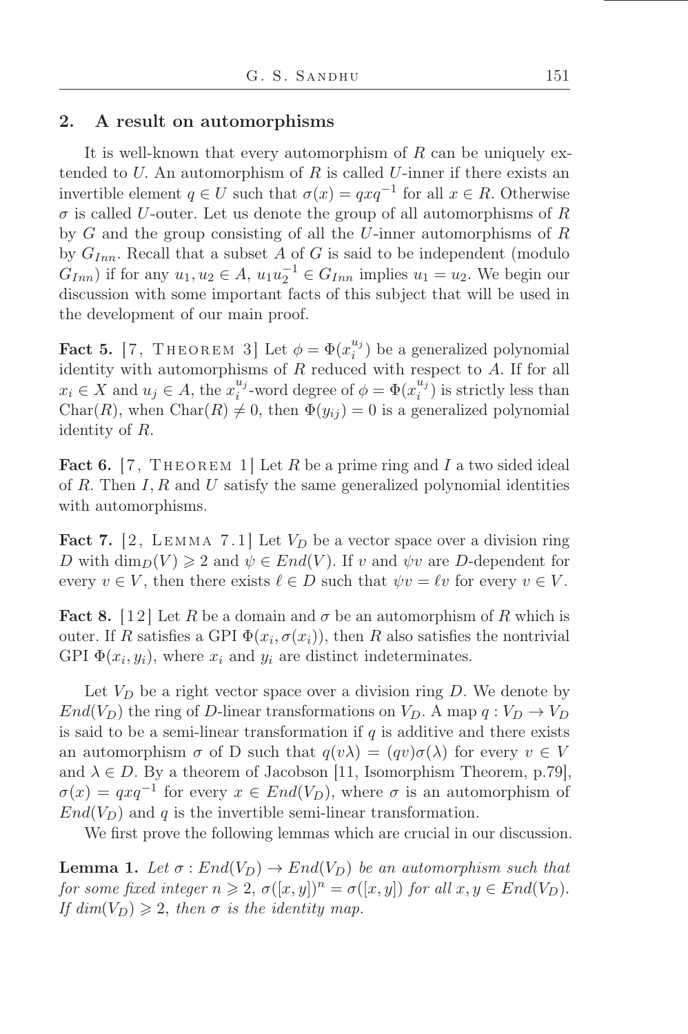## 2. A result on automorphisms

It is well-known that every automorphism of $R$ can be uniquely extended to $U$. An automorphism of $R$ is called $U$-inner if there exists an invertible element $q \in U$ such that $\sigma(x) = qxq^{-1}$ for all $x \in R$. Otherwise $\sigma$ is called $U$-outer. Let us denote the group of all automorphisms of $R$ by $G$ and the group consisting of all the $U$-inner automorphisms of $R$ by $G_{Inn}$. Recall that a subset $A$ of $G$ is said to be independent (modulo $G_{Inn}$) if for any $u_1, u_2 \in A$, $u_1 u_2^{-1} \in G_{Inn}$ implies $u_1 = u_2$. We begin our discussion with some important facts of this subject that will be used in the development of our main proof.

**Fact 5.** [7, Theorem 3] Let $\phi = \Phi(x_i^{u_j})$ be a generalized polynomial identity with automorphisms of $R$ reduced with respect to $A$. If for all $x_i \in X$ and $u_j \in A$, the $x_i^{u_j}$-word degree of $\phi = \Phi(x_i^{u_j})$ is strictly less than $\mathrm{Char}(R)$, when $\mathrm{Char}(R) \neq 0$, then $\Phi(y_{ij}) = 0$ is a generalized polynomial identity of $R$.

**Fact 6.** [7, Theorem 1] Let $R$ be a prime ring and $I$ a two sided ideal of $R$. Then $I, R$ and $U$ satisfy the same generalized polynomial identities with automorphisms.

**Fact 7.** [2, Lemma 7.1] Let $V_D$ be a vector space over a division ring $D$ with $\dim_D(V) \geqslant 2$ and $\psi \in End(V)$. If $v$ and $\psi v$ are $D$-dependent for every $v \in V$, then there exists $\ell \in D$ such that $\psi v = \ell v$ for every $v \in V$.

**Fact 8.** [12] Let $R$ be a domain and $\sigma$ be an automorphism of $R$ which is outer. If $R$ satisfies a GPI $\Phi(x_i, \sigma(x_i))$, then $R$ also satisfies the nontrivial GPI $\Phi(x_i, y_i)$, where $x_i$ and $y_i$ are distinct indeterminates.

Let $V_D$ be a right vector space over a division ring $D$. We denote by $End(V_D)$ the ring of $D$-linear transformations on $V_D$. A map $q : V_D \to V_D$ is said to be a semi-linear transformation if $q$ is additive and there exists an automorphism $\sigma$ of D such that $q(v\lambda) = (qv)\sigma(\lambda)$ for every $v \in V$ and $\lambda \in D$. By a theorem of Jacobson [11, Isomorphism Theorem, p.79], $\sigma(x) = qxq^{-1}$ for every $x \in End(V_D)$, where $\sigma$ is an automorphism of $End(V_D)$ and $q$ is the invertible semi-linear transformation.

We first prove the following lemmas which are crucial in our discussion.

**Lemma 1.** *Let $\sigma : End(V_D) \to End(V_D)$ be an automorphism such that for some fixed integer $n \geqslant 2$, $\sigma([x, y])^n = \sigma([x, y])$ for all $x, y \in End(V_D)$. If $dim(V_D) \geqslant 2$, then $\sigma$ is the identity map.*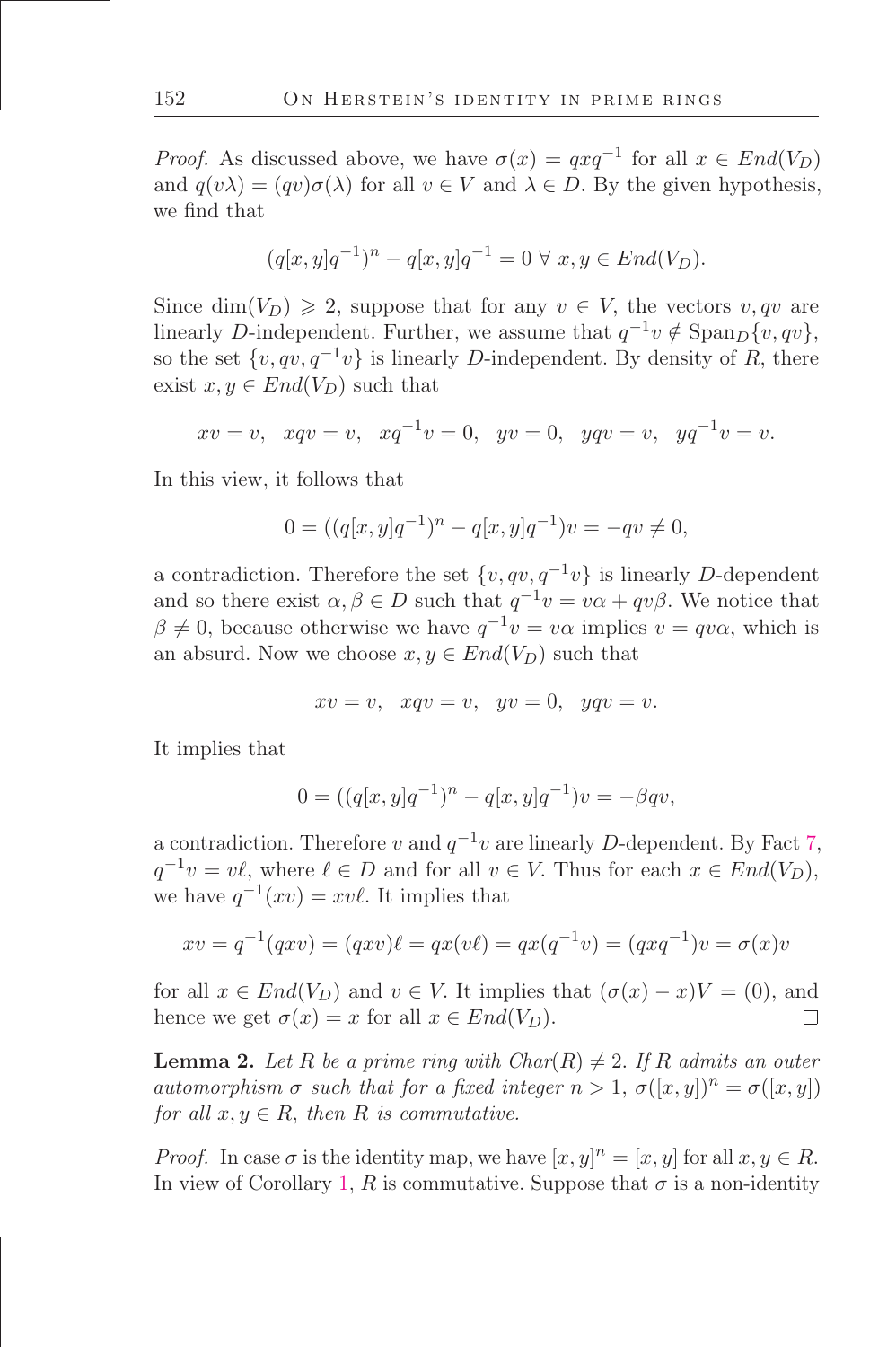*Proof.* As discussed above, we have $\sigma(x) = qxq^{-1}$ for all $x \in End(V_D)$ and $q(v\lambda) = (qv)\sigma(\lambda)$ for all $v \in V$ and $\lambda \in D$. By the given hypothesis, we find that

$$(q[x,y]q^{-1})^n - q[x,y]q^{-1} = 0 \;\forall\; x, y \in End(V_D).$$

Since $\dim(V_D) \geqslant 2$, suppose that for any $v \in V$, the vectors $v, qv$ are linearly $D$-independent. Further, we assume that $q^{-1}v \notin \mathrm{Span}_D\{v, qv\}$, so the set $\{v, qv, q^{-1}v\}$ is linearly $D$-independent. By density of $R$, there exist $x, y \in End(V_D)$ such that

$$xv = v, \quad xqv = v, \quad xq^{-1}v = 0, \quad yv = 0, \quad yqv = v, \quad yq^{-1}v = v.$$

In this view, it follows that

$$0 = ((q[x,y]q^{-1})^n - q[x,y]q^{-1})v = -qv \neq 0,$$

a contradiction. Therefore the set $\{v, qv, q^{-1}v\}$ is linearly $D$-dependent and so there exist $\alpha, \beta \in D$ such that $q^{-1}v = v\alpha + qv\beta$. We notice that $\beta \neq 0$, because otherwise we have $q^{-1}v = v\alpha$ implies $v = qv\alpha$, which is an absurd. Now we choose $x, y \in End(V_D)$ such that

$$xv = v, \quad xqv = v, \quad yv = 0, \quad yqv = v.$$

It implies that

$$0 = ((q[x,y]q^{-1})^n - q[x,y]q^{-1})v = -\beta qv,$$

a contradiction. Therefore $v$ and $q^{-1}v$ are linearly $D$-dependent. By Fact 7, $q^{-1}v = v\ell$, where $\ell \in D$ and for all $v \in V$. Thus for each $x \in End(V_D)$, we have $q^{-1}(xv) = xv\ell$. It implies that

$$xv = q^{-1}(qxv) = (qxv)\ell = qx(v\ell) = qx(q^{-1}v) = (qxq^{-1})v = \sigma(x)v$$

for all $x \in End(V_D)$ and $v \in V$. It implies that $(\sigma(x) - x)V = (0)$, and hence we get $\sigma(x) = x$ for all $x \in End(V_D)$. $\square$

**Lemma 2.** *Let $R$ be a prime ring with $Char(R) \neq 2$. If $R$ admits an outer automorphism $\sigma$ such that for a fixed integer $n > 1$, $\sigma([x,y])^n = \sigma([x,y])$ for all $x, y \in R$, then $R$ is commutative.*

*Proof.* In case $\sigma$ is the identity map, we have $[x,y]^n = [x,y]$ for all $x, y \in R$. In view of Corollary 1, $R$ is commutative. Suppose that $\sigma$ is a non-identity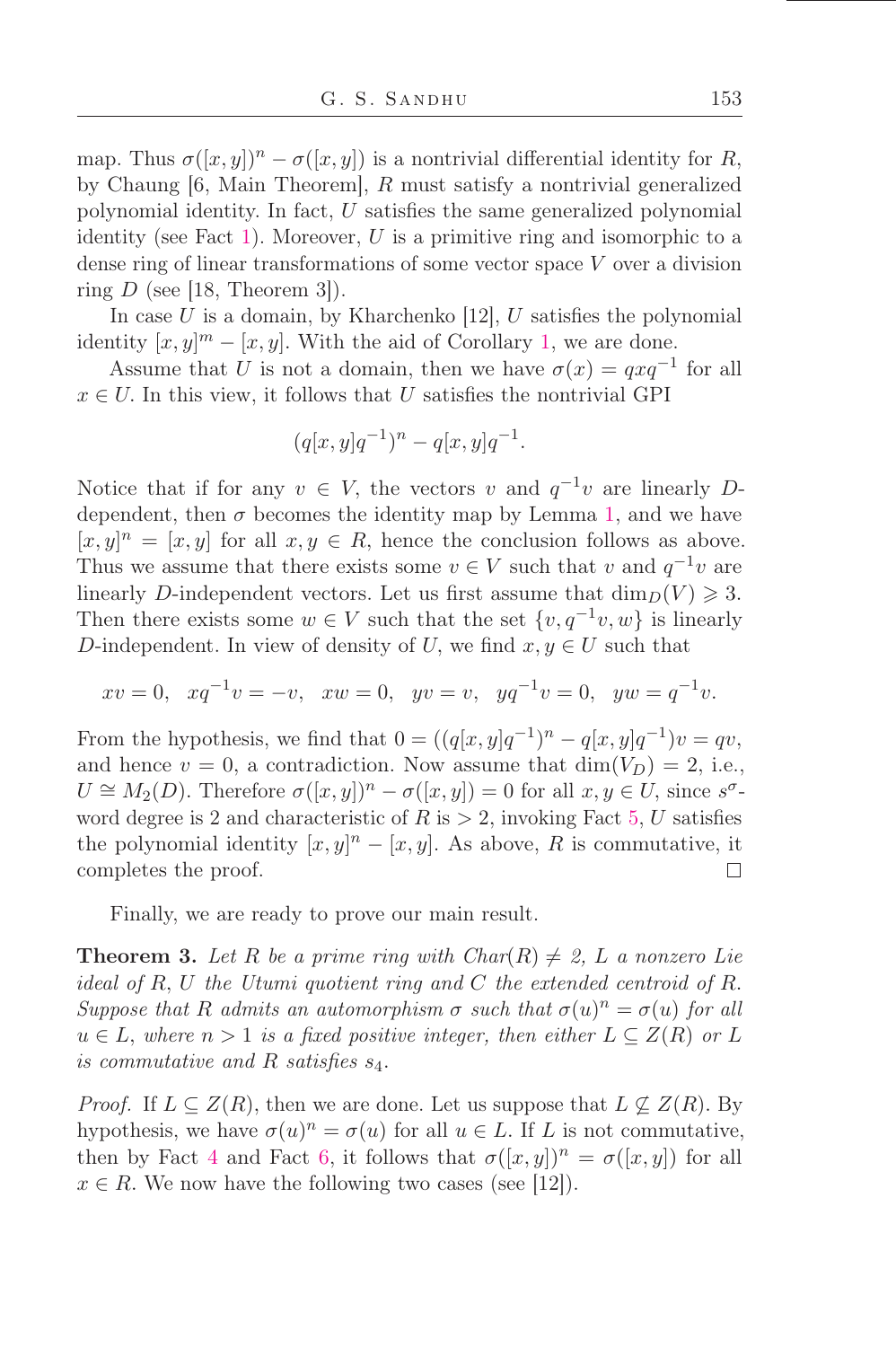map. Thus $\sigma([x,y])^n - \sigma([x,y])$ is a nontrivial differential identity for $R$, by Chaung [6, Main Theorem], $R$ must satisfy a nontrivial generalized polynomial identity. In fact, $U$ satisfies the same generalized polynomial identity (see Fact 1). Moreover, $U$ is a primitive ring and isomorphic to a dense ring of linear transformations of some vector space $V$ over a division ring $D$ (see [18, Theorem 3]).

In case $U$ is a domain, by Kharchenko [12], $U$ satisfies the polynomial identity $[x,y]^m - [x,y]$. With the aid of Corollary 1, we are done.

Assume that $U$ is not a domain, then we have $\sigma(x) = qxq^{-1}$ for all $x \in U$. In this view, it follows that $U$ satisfies the nontrivial GPI

$$(q[x,y]q^{-1})^n - q[x,y]q^{-1}.$$

Notice that if for any $v \in V$, the vectors $v$ and $q^{-1}v$ are linearly $D$-dependent, then $\sigma$ becomes the identity map by Lemma 1, and we have $[x,y]^n = [x,y]$ for all $x, y \in R$, hence the conclusion follows as above. Thus we assume that there exists some $v \in V$ such that $v$ and $q^{-1}v$ are linearly $D$-independent vectors. Let us first assume that $\dim_D(V) \geqslant 3$. Then there exists some $w \in V$ such that the set $\{v, q^{-1}v, w\}$ is linearly $D$-independent. In view of density of $U$, we find $x, y \in U$ such that

$$xv = 0, \quad xq^{-1}v = -v, \quad xw = 0, \quad yv = v, \quad yq^{-1}v = 0, \quad yw = q^{-1}v.$$

From the hypothesis, we find that $0 = ((q[x,y]q^{-1})^n - q[x,y]q^{-1})v = qv$, and hence $v = 0$, a contradiction. Now assume that $\dim(V_D) = 2$, i.e., $U \cong M_2(D)$. Therefore $\sigma([x,y])^n - \sigma([x,y]) = 0$ for all $x, y \in U$, since $s^\sigma$-word degree is 2 and characteristic of $R$ is $> 2$, invoking Fact 5, $U$ satisfies the polynomial identity $[x,y]^n - [x,y]$. As above, $R$ is commutative, it completes the proof. $\square$

Finally, we are ready to prove our main result.

**Theorem 3.** *Let $R$ be a prime ring with $Char(R) \neq 2$, $L$ a nonzero Lie ideal of $R$, $U$ the Utumi quotient ring and $C$ the extended centroid of $R$. Suppose that $R$ admits an automorphism $\sigma$ such that $\sigma(u)^n = \sigma(u)$ for all $u \in L$, where $n > 1$ is a fixed positive integer, then either $L \subseteq Z(R)$ or $L$ is commutative and $R$ satisfies $s_4$.*

*Proof.* If $L \subseteq Z(R)$, then we are done. Let us suppose that $L \not\subseteq Z(R)$. By hypothesis, we have $\sigma(u)^n = \sigma(u)$ for all $u \in L$. If $L$ is not commutative, then by Fact 4 and Fact 6, it follows that $\sigma([x,y])^n = \sigma([x,y])$ for all $x \in R$. We now have the following two cases (see [12]).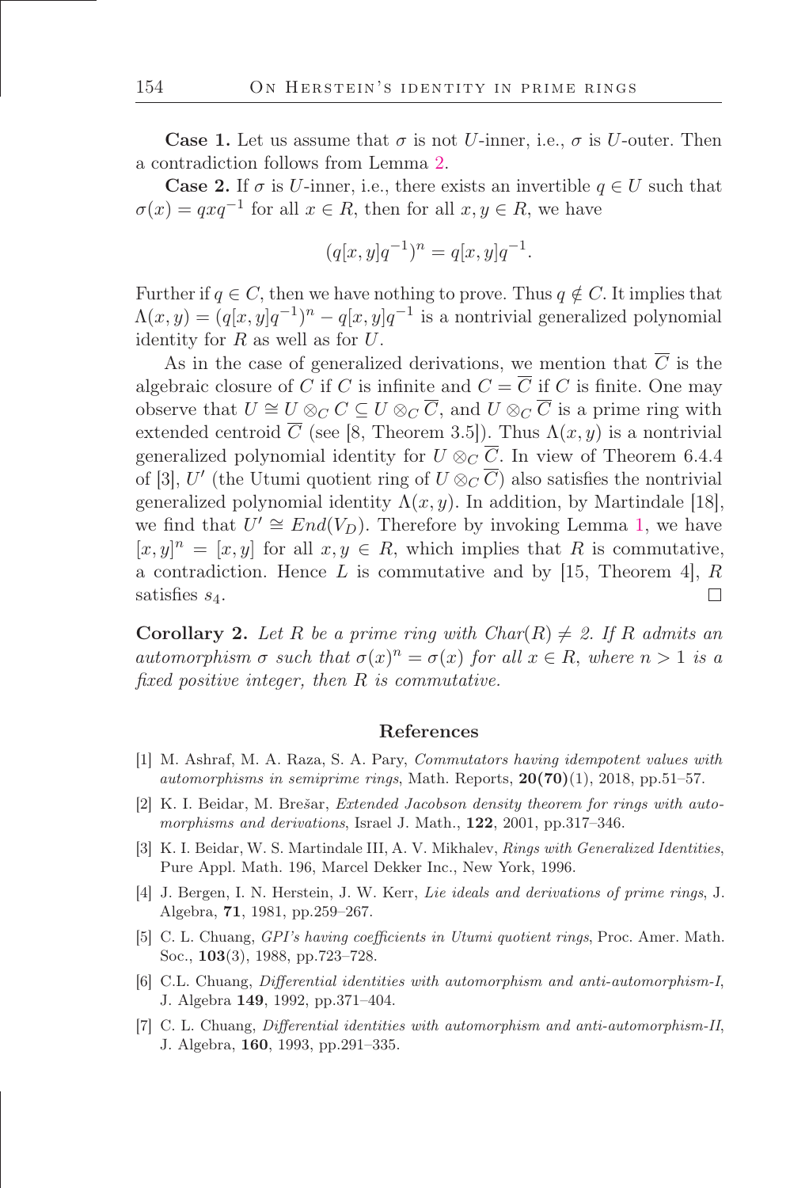**Case 1.** Let us assume that $\sigma$ is not $U$-inner, i.e., $\sigma$ is $U$-outer. Then a contradiction follows from Lemma 2.

**Case 2.** If $\sigma$ is $U$-inner, i.e., there exists an invertible $q \in U$ such that $\sigma(x) = qxq^{-1}$ for all $x \in R$, then for all $x, y \in R$, we have

$$(q[x,y]q^{-1})^n = q[x,y]q^{-1}.$$

Further if $q \in C$, then we have nothing to prove. Thus $q \notin C$. It implies that $\Lambda(x,y) = (q[x,y]q^{-1})^n - q[x,y]q^{-1}$ is a nontrivial generalized polynomial identity for $R$ as well as for $U$.

As in the case of generalized derivations, we mention that $\overline{C}$ is the algebraic closure of $C$ if $C$ is infinite and $C = \overline{C}$ if $C$ is finite. One may observe that $U \cong U \otimes_C C \subseteq U \otimes_C \overline{C}$, and $U \otimes_C \overline{C}$ is a prime ring with extended centroid $\overline{C}$ (see [8, Theorem 3.5]). Thus $\Lambda(x,y)$ is a nontrivial generalized polynomial identity for $U \otimes_C \overline{C}$. In view of Theorem 6.4.4 of [3], $U'$ (the Utumi quotient ring of $U \otimes_C \overline{C}$) also satisfies the nontrivial generalized polynomial identity $\Lambda(x,y)$. In addition, by Martindale [18], we find that $U' \cong End(V_D)$. Therefore by invoking Lemma 1, we have $[x,y]^n = [x,y]$ for all $x, y \in R$, which implies that $R$ is commutative, a contradiction. Hence $L$ is commutative and by [15, Theorem 4], $R$ satisfies $s_4$. □

**Corollary 2.** *Let $R$ be a prime ring with $Char(R) \neq 2$. If $R$ admits an automorphism $\sigma$ such that $\sigma(x)^n = \sigma(x)$ for all $x \in R$, where $n > 1$ is a fixed positive integer, then $R$ is commutative.*

## References

[1] M. Ashraf, M. A. Raza, S. A. Pary, *Commutators having idempotent values with automorphisms in semiprime rings*, Math. Reports, **20(70)**(1), 2018, pp.51–57.

[2] K. I. Beidar, M. Brešar, *Extended Jacobson density theorem for rings with automorphisms and derivations*, Israel J. Math., **122**, 2001, pp.317–346.

[3] K. I. Beidar, W. S. Martindale III, A. V. Mikhalev, *Rings with Generalized Identities*, Pure Appl. Math. 196, Marcel Dekker Inc., New York, 1996.

[4] J. Bergen, I. N. Herstein, J. W. Kerr, *Lie ideals and derivations of prime rings*, J. Algebra, **71**, 1981, pp.259–267.

[5] C. L. Chuang, *GPI's having coefficients in Utumi quotient rings*, Proc. Amer. Math. Soc., **103**(3), 1988, pp.723–728.

[6] C.L. Chuang, *Differential identities with automorphism and anti-automorphism-I*, J. Algebra **149**, 1992, pp.371–404.

[7] C. L. Chuang, *Differential identities with automorphism and anti-automorphism-II*, J. Algebra, **160**, 1993, pp.291–335.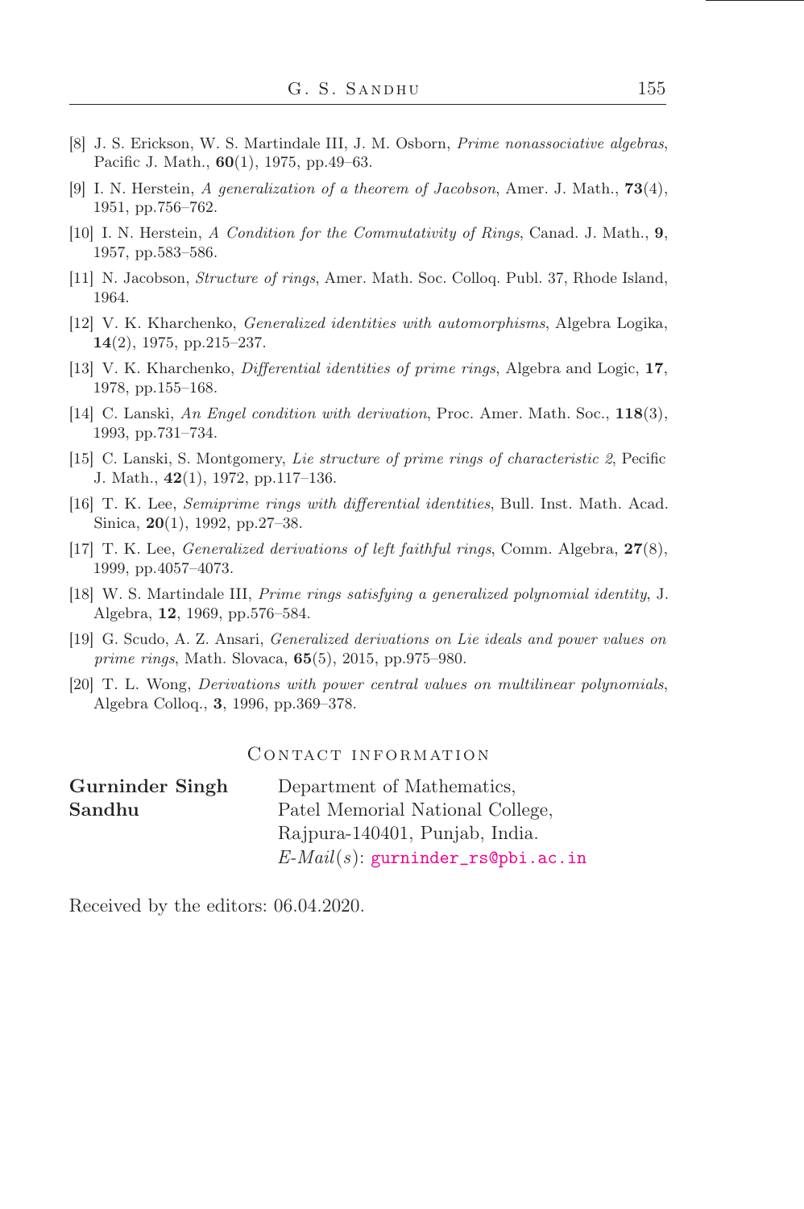[8] J. S. Erickson, W. S. Martindale III, J. M. Osborn, *Prime nonassociative algebras*, Pacific J. Math., **60**(1), 1975, pp.49–63.

[9] I. N. Herstein, *A generalization of a theorem of Jacobson*, Amer. J. Math., **73**(4), 1951, pp.756–762.

[10] I. N. Herstein, *A Condition for the Commutativity of Rings*, Canad. J. Math., **9**, 1957, pp.583–586.

[11] N. Jacobson, *Structure of rings*, Amer. Math. Soc. Colloq. Publ. 37, Rhode Island, 1964.

[12] V. K. Kharchenko, *Generalized identities with automorphisms*, Algebra Logika, **14**(2), 1975, pp.215–237.

[13] V. K. Kharchenko, *Differential identities of prime rings*, Algebra and Logic, **17**, 1978, pp.155–168.

[14] C. Lanski, *An Engel condition with derivation*, Proc. Amer. Math. Soc., **118**(3), 1993, pp.731–734.

[15] C. Lanski, S. Montgomery, *Lie structure of prime rings of characteristic 2*, Pacific J. Math., **42**(1), 1972, pp.117–136.

[16] T. K. Lee, *Semiprime rings with differential identities*, Bull. Inst. Math. Acad. Sinica, **20**(1), 1992, pp.27–38.

[17] T. K. Lee, *Generalized derivations of left faithful rings*, Comm. Algebra, **27**(8), 1999, pp.4057–4073.

[18] W. S. Martindale III, *Prime rings satisfying a generalized polynomial identity*, J. Algebra, **12**, 1969, pp.576–584.

[19] G. Scudo, A. Z. Ansari, *Generalized derivations on Lie ideals and power values on prime rings*, Math. Slovaca, **65**(5), 2015, pp.975–980.

[20] T. L. Wong, *Derivations with power central values on multilinear polynomials*, Algebra Colloq., **3**, 1996, pp.369–378.

## Contact information

**Gurninder Singh Sandhu**
Department of Mathematics,
Patel Memorial National College,
Rajpura-140401, Punjab, India.
*E-Mail(s)*: gurninder_rs@pbi.ac.in

Received by the editors: 06.04.2020.